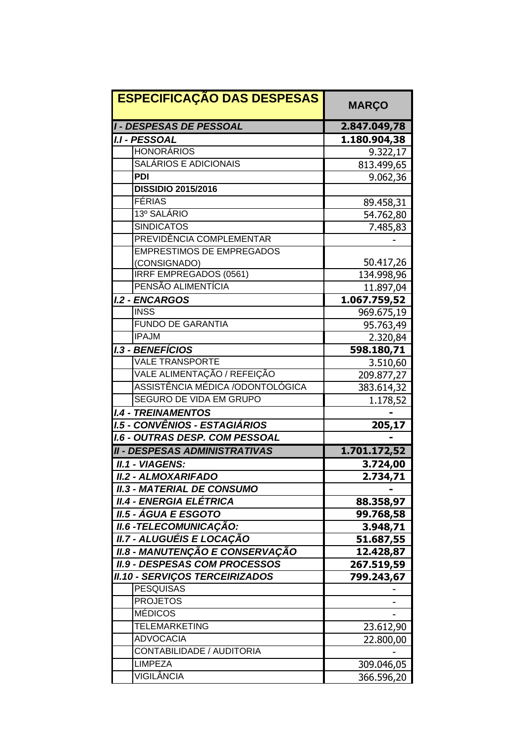| ESPECIFICAÇÃO DAS DESPESAS | | MARÇO |
| --- | --- | --- |
| ***I - DESPESAS DE PESSOAL*** | | **2.847.049,78** |
| ***I.I - PESSOAL*** | | **1.180.904,38** |
| | HONORÁRIOS | 9.322,17 |
| | SALÁRIOS E ADICIONAIS | 813.499,65 |
| | **PDI** | 9.062,36 |
| | **DISSIDIO 2015/2016** | |
| | FÉRIAS | 89.458,31 |
| | 13º SALÁRIO | 54.762,80 |
| | SINDICATOS | 7.485,83 |
| | PREVIDÊNCIA COMPLEMENTAR | - |
| | EMPRESTIMOS DE EMPREGADOS (CONSIGNADO) | 50.417,26 |
| | IRRF EMPREGADOS (0561) | 134.998,96 |
| | PENSÃO ALIMENTÍCIA | 11.897,04 |
| ***I.2 - ENCARGOS*** | | **1.067.759,52** |
| | INSS | 969.675,19 |
| | FUNDO DE GARANTIA | 95.763,49 |
| | IPAJM | 2.320,84 |
| ***I.3 - BENEFÍCIOS*** | | **598.180,71** |
| | VALE TRANSPORTE | 3.510,60 |
| | VALE ALIMENTAÇÃO / REFEIÇÃO | 209.877,27 |
| | ASSISTÊNCIA MÉDICA /ODONTOLÓGICA | 383.614,32 |
| | SEGURO DE VIDA EM GRUPO | 1.178,52 |
| ***I.4 - TREINAMENTOS*** | | **-** |
| ***I.5 - CONVÊNIOS - ESTAGIÁRIOS*** | | **205,17** |
| ***I.6 - OUTRAS DESP. COM PESSOAL*** | | **-** |
| ***II - DESPESAS ADMINISTRATIVAS*** | | **1.701.172,52** |
| ***II.1 - VIAGENS:*** | | **3.724,00** |
| ***II.2 - ALMOXARIFADO*** | | **2.734,71** |
| ***II.3 - MATERIAL DE CONSUMO*** | | **-** |
| ***II.4 - ENERGIA ELÉTRICA*** | | **88.358,97** |
| ***II.5 - ÁGUA E ESGOTO*** | | **99.768,58** |
| ***II.6 -TELECOMUNICAÇÃO:*** | | **3.948,71** |
| ***II.7 - ALUGUÉIS E LOCAÇÃO*** | | **51.687,55** |
| ***II.8 - MANUTENÇÃO E CONSERVAÇÃO*** | | **12.428,87** |
| ***II.9 - DESPESAS COM PROCESSOS*** | | **267.519,59** |
| ***II.10 - SERVIÇOS TERCEIRIZADOS*** | | **799.243,67** |
| | PESQUISAS | - |
| | PROJETOS | - |
| | MÉDICOS | - |
| | TELEMARKETING | 23.612,90 |
| | ADVOCACIA | 22.800,00 |
| | CONTABILIDADE / AUDITORIA | - |
| | LIMPEZA | 309.046,05 |
| | VIGILÂNCIA | 366.596,20 |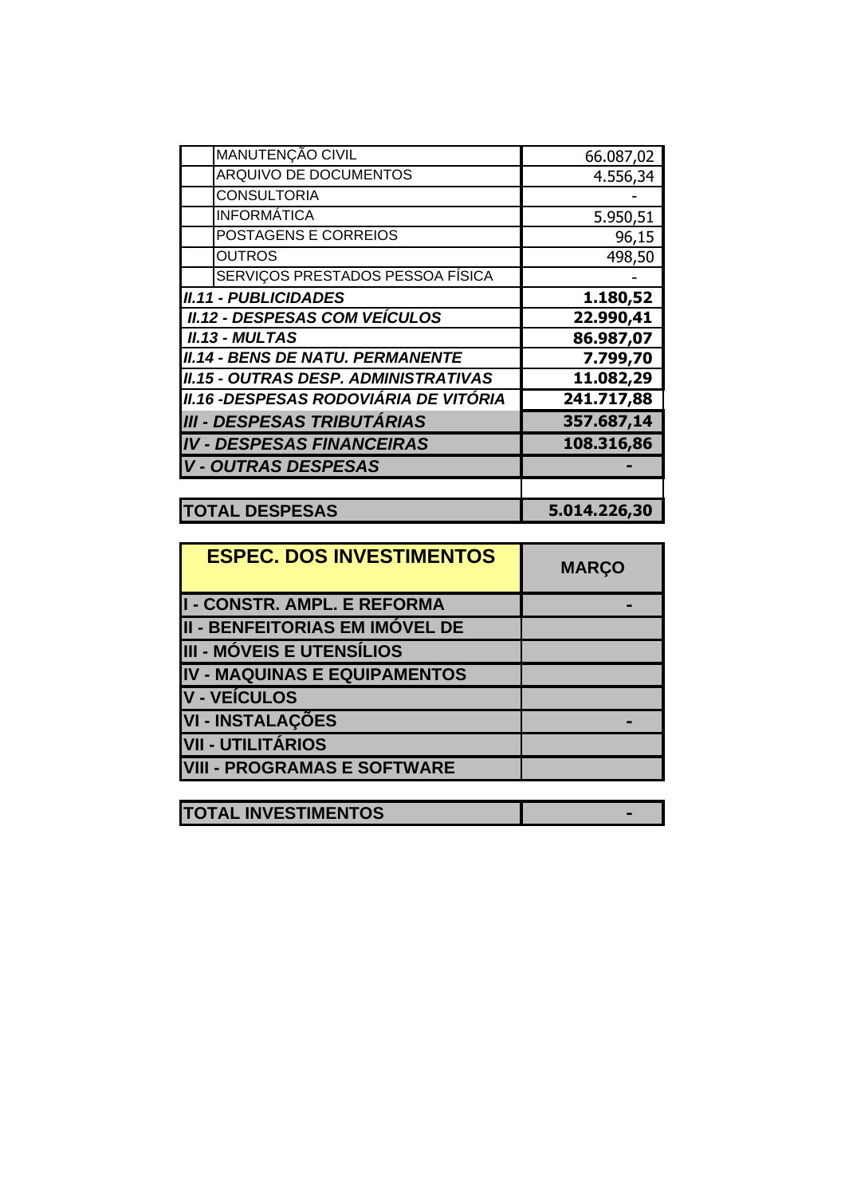| | | |
|---|---|---|
| | MANUTENÇÃO CIVIL | 66.087,02 |
| | ARQUIVO DE DOCUMENTOS | 4.556,34 |
| | CONSULTORIA | - |
| | INFORMÁTICA | 5.950,51 |
| | POSTAGENS E CORREIOS | 96,15 |
| | OUTROS | 498,50 |
| | SERVIÇOS PRESTADOS PESSOA FÍSICA | - |
| ***II.11 - PUBLICIDADES*** | | **1.180,52** |
| ***II.12 - DESPESAS COM VEÍCULOS*** | | **22.990,41** |
| ***II.13 - MULTAS*** | | **86.987,07** |
| ***II.14 - BENS DE NATU. PERMANENTE*** | | **7.799,70** |
| ***II.15 - OUTRAS DESP. ADMINISTRATIVAS*** | | **11.082,29** |
| ***II.16 -DESPESAS RODOVIÁRIA DE VITÓRIA*** | | **241.717,88** |
| ***III - DESPESAS TRIBUTÁRIAS*** | | **357.687,14** |
| ***IV - DESPESAS FINANCEIRAS*** | | **108.316,86** |
| ***V - OUTRAS DESPESAS*** | | **-** |
| | | |
| **TOTAL DESPESAS** | | **5.014.226,30** |

| ESPEC. DOS INVESTIMENTOS | MARÇO |
|---|---|
| **I - CONSTR. AMPL. E REFORMA** | **-** |
| **II - BENFEITORIAS EM IMÓVEL DE** | |
| **III - MÓVEIS E UTENSÍLIOS** | |
| **IV - MAQUINAS E EQUIPAMENTOS** | |
| **V - VEÍCULOS** | |
| **VI - INSTALAÇÕES** | **-** |
| **VII - UTILITÁRIOS** | |
| **VIII - PROGRAMAS E SOFTWARE** | |

| | |
|---|---|
| **TOTAL INVESTIMENTOS** | **-** |